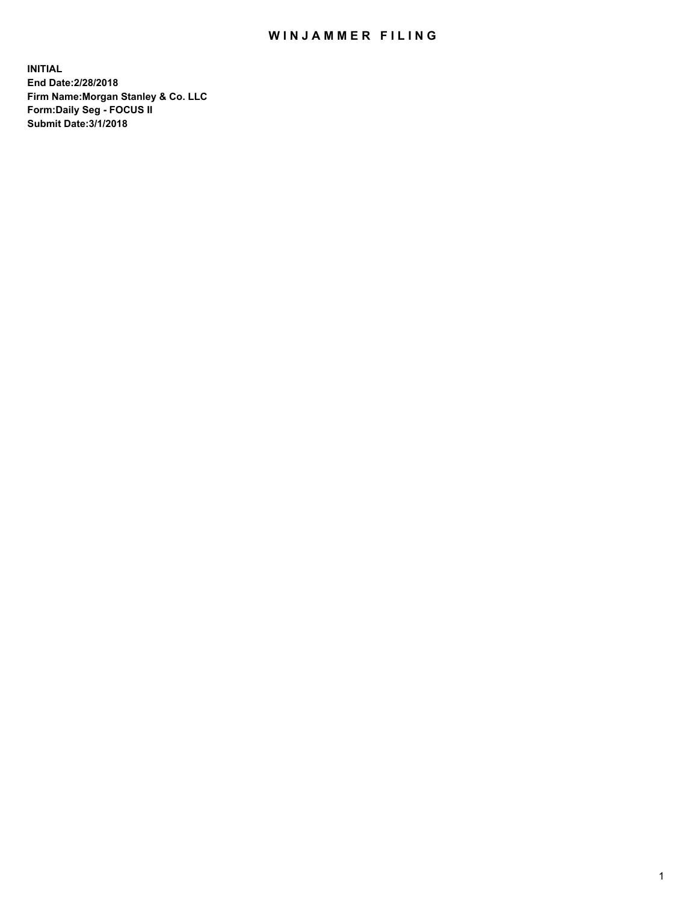# WINJAMMER FILING

**INITIAL**
**End Date:2/28/2018**
**Firm Name:Morgan Stanley & Co. LLC**
**Form:Daily Seg - FOCUS II**
**Submit Date:3/1/2018**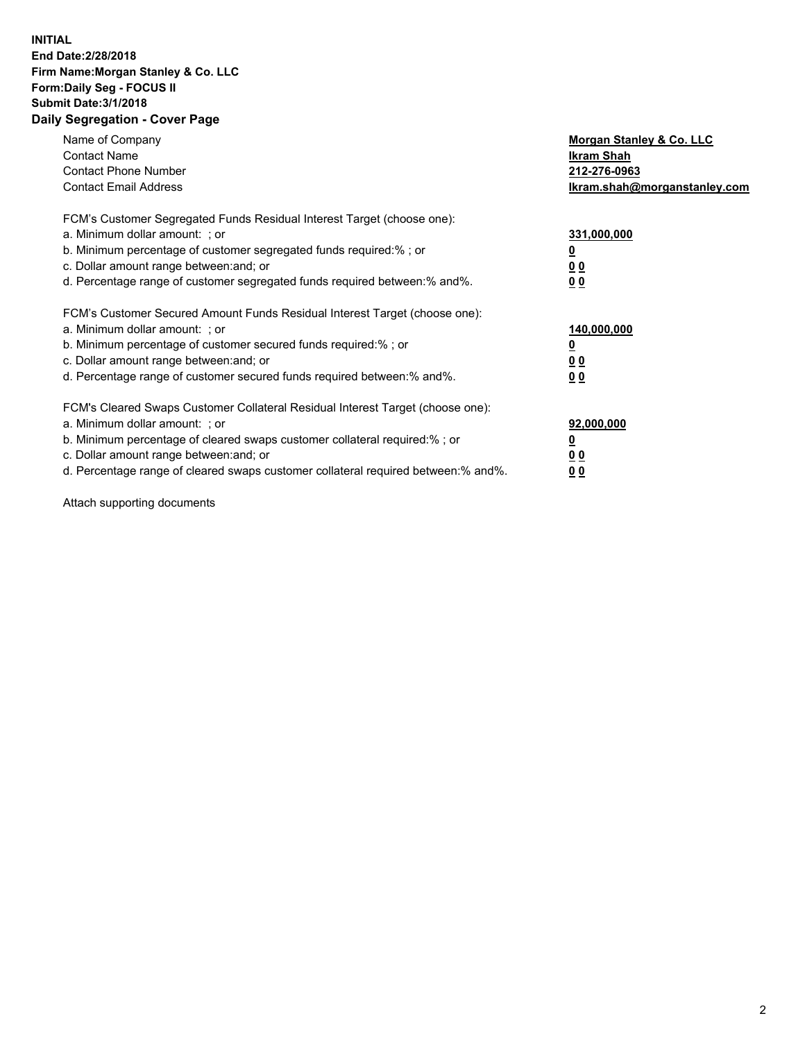**INITIAL**
**End Date:2/28/2018**
**Firm Name:Morgan Stanley & Co. LLC**
**Form:Daily Seg - FOCUS II**
**Submit Date:3/1/2018**
**Daily Segregation - Cover Page**

| | |
|---|---|
| Name of Company | **Morgan Stanley & Co. LLC** |
| Contact Name | **Ikram Shah** |
| Contact Phone Number | **212-276-0963** |
| Contact Email Address | **Ikram.shah@morganstanley.com** |

| | |
|---|---|
| FCM's Customer Segregated Funds Residual Interest Target (choose one): | |
| a. Minimum dollar amount: ; or | **331,000,000** |
| b. Minimum percentage of customer segregated funds required:% ; or | **0** |
| c. Dollar amount range between:and; or | **0 0** |
| d. Percentage range of customer segregated funds required between:% and%. | **0 0** |

| | |
|---|---|
| FCM's Customer Secured Amount Funds Residual Interest Target (choose one): | |
| a. Minimum dollar amount: ; or | **140,000,000** |
| b. Minimum percentage of customer secured funds required:% ; or | **0** |
| c. Dollar amount range between:and; or | **0 0** |
| d. Percentage range of customer secured funds required between:% and%. | **0 0** |

| | |
|---|---|
| FCM's Cleared Swaps Customer Collateral Residual Interest Target (choose one): | |
| a. Minimum dollar amount: ; or | **92,000,000** |
| b. Minimum percentage of cleared swaps customer collateral required:% ; or | **0** |
| c. Dollar amount range between:and; or | **0 0** |
| d. Percentage range of cleared swaps customer collateral required between:% and%. | **0 0** |

Attach supporting documents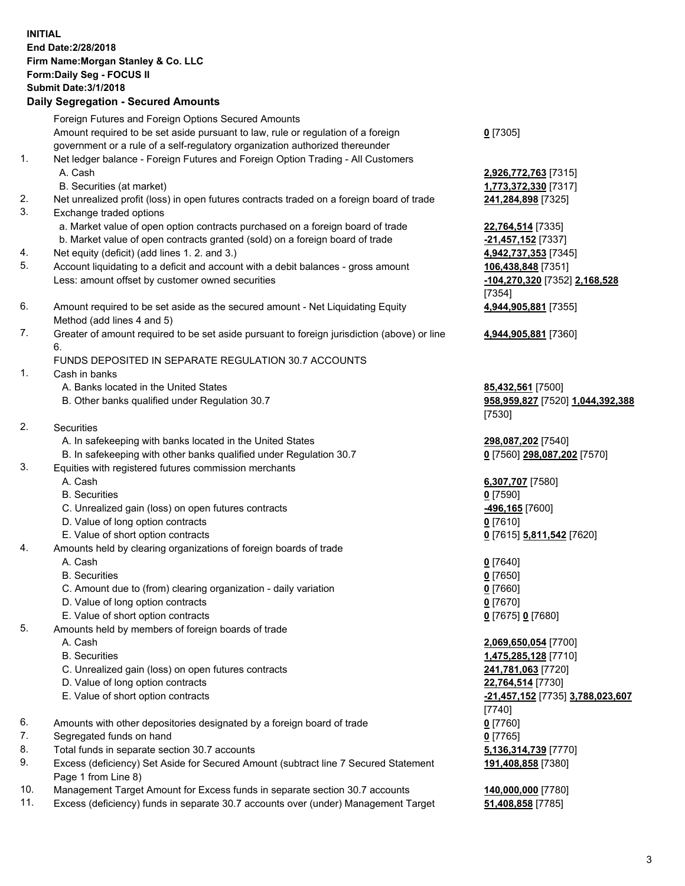**INITIAL**
**End Date:2/28/2018**
**Firm Name:Morgan Stanley & Co. LLC**
**Form:Daily Seg - FOCUS II**
**Submit Date:3/1/2018**

## Daily Segregation - Secured Amounts

| | | |
|---|---|---|
| | Foreign Futures and Foreign Options Secured Amounts | |
| | Amount required to be set aside pursuant to law, rule or regulation of a foreign government or a rule of a self-regulatory organization authorized thereunder | **0** [7305] |
| 1. | Net ledger balance - Foreign Futures and Foreign Option Trading - All Customers | |
| | A. Cash | **2,926,772,763** [7315] |
| | B. Securities (at market) | **1,773,372,330** [7317] |
| 2. | Net unrealized profit (loss) in open futures contracts traded on a foreign board of trade | **241,284,898** [7325] |
| 3. | Exchange traded options | |
| | a. Market value of open option contracts purchased on a foreign board of trade | **22,764,514** [7335] |
| | b. Market value of open contracts granted (sold) on a foreign board of trade | **-21,457,152** [7337] |
| 4. | Net equity (deficit) (add lines 1. 2. and 3.) | **4,942,737,353** [7345] |
| 5. | Account liquidating to a deficit and account with a debit balances - gross amount | **106,438,848** [7351] |
| | Less: amount offset by customer owned securities | **-104,270,320** [7352] **2,168,528** [7354] |
| 6. | Amount required to be set aside as the secured amount - Net Liquidating Equity Method (add lines 4 and 5) | **4,944,905,881** [7355] |
| 7. | Greater of amount required to be set aside pursuant to foreign jurisdiction (above) or line 6. | **4,944,905,881** [7360] |
| | FUNDS DEPOSITED IN SEPARATE REGULATION 30.7 ACCOUNTS | |
| 1. | Cash in banks | |
| | A. Banks located in the United States | **85,432,561** [7500] |
| | B. Other banks qualified under Regulation 30.7 | **958,959,827** [7520] **1,044,392,388** [7530] |
| 2. | Securities | |
| | A. In safekeeping with banks located in the United States | **298,087,202** [7540] |
| | B. In safekeeping with other banks qualified under Regulation 30.7 | **0** [7560] **298,087,202** [7570] |
| 3. | Equities with registered futures commission merchants | |
| | A. Cash | **6,307,707** [7580] |
| | B. Securities | **0** [7590] |
| | C. Unrealized gain (loss) on open futures contracts | **-496,165** [7600] |
| | D. Value of long option contracts | **0** [7610] |
| | E. Value of short option contracts | **0** [7615] **5,811,542** [7620] |
| 4. | Amounts held by clearing organizations of foreign boards of trade | |
| | A. Cash | **0** [7640] |
| | B. Securities | **0** [7650] |
| | C. Amount due to (from) clearing organization - daily variation | **0** [7660] |
| | D. Value of long option contracts | **0** [7670] |
| | E. Value of short option contracts | **0** [7675] **0** [7680] |
| 5. | Amounts held by members of foreign boards of trade | |
| | A. Cash | **2,069,650,054** [7700] |
| | B. Securities | **1,475,285,128** [7710] |
| | C. Unrealized gain (loss) on open futures contracts | **241,781,063** [7720] |
| | D. Value of long option contracts | **22,764,514** [7730] |
| | E. Value of short option contracts | **-21,457,152** [7735] **3,788,023,607** [7740] |
| 6. | Amounts with other depositories designated by a foreign board of trade | **0** [7760] |
| 7. | Segregated funds on hand | **0** [7765] |
| 8. | Total funds in separate section 30.7 accounts | **5,136,314,739** [7770] |
| 9. | Excess (deficiency) Set Aside for Secured Amount (subtract line 7 Secured Statement Page 1 from Line 8) | **191,408,858** [7380] |
| 10. | Management Target Amount for Excess funds in separate section 30.7 accounts | **140,000,000** [7780] |
| 11. | Excess (deficiency) funds in separate 30.7 accounts over (under) Management Target | **51,408,858** [7785] |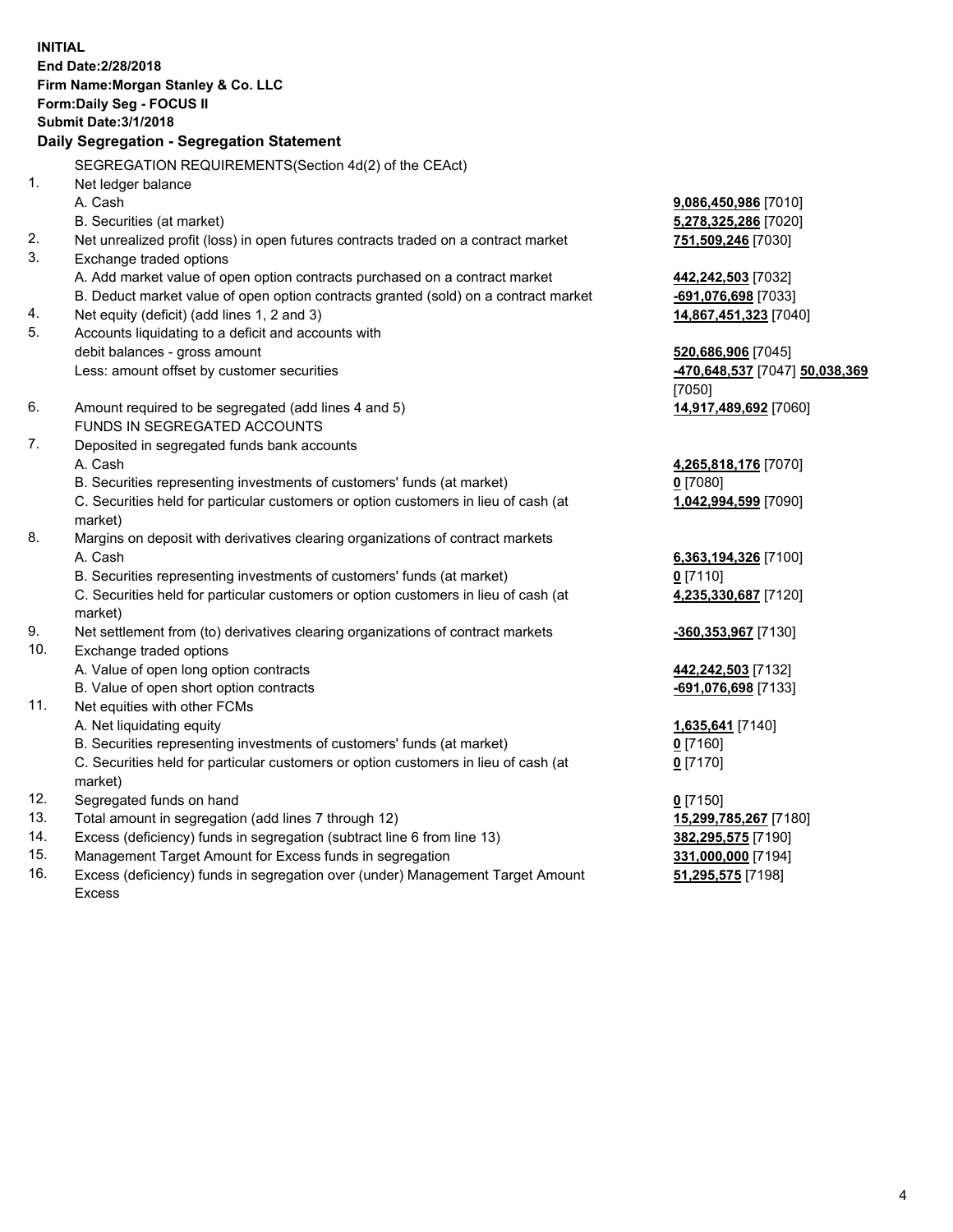**INITIAL**
**End Date:2/28/2018**
**Firm Name:Morgan Stanley & Co. LLC**
**Form:Daily Seg - FOCUS II**
**Submit Date:3/1/2018**

## Daily Segregation - Segregation Statement

SEGREGATION REQUIREMENTS(Section 4d(2) of the CEAct)

| | | |
|---|---|---|
| 1. | Net ledger balance | |
| | A. Cash | **9,086,450,986** [7010] |
| | B. Securities (at market) | **5,278,325,286** [7020] |
| 2. | Net unrealized profit (loss) in open futures contracts traded on a contract market | **751,509,246** [7030] |
| 3. | Exchange traded options | |
| | A. Add market value of open option contracts purchased on a contract market | **442,242,503** [7032] |
| | B. Deduct market value of open option contracts granted (sold) on a contract market | **-691,076,698** [7033] |
| 4. | Net equity (deficit) (add lines 1, 2 and 3) | **14,867,451,323** [7040] |
| 5. | Accounts liquidating to a deficit and accounts with debit balances - gross amount | **520,686,906** [7045] |
| | Less: amount offset by customer securities | **-470,648,537** [7047] **50,038,369** [7050] |
| 6. | Amount required to be segregated (add lines 4 and 5) | **14,917,489,692** [7060] |
| | FUNDS IN SEGREGATED ACCOUNTS | |
| 7. | Deposited in segregated funds bank accounts | |
| | A. Cash | **4,265,818,176** [7070] |
| | B. Securities representing investments of customers' funds (at market) | **0** [7080] |
| | C. Securities held for particular customers or option customers in lieu of cash (at market) | **1,042,994,599** [7090] |
| 8. | Margins on deposit with derivatives clearing organizations of contract markets | |
| | A. Cash | **6,363,194,326** [7100] |
| | B. Securities representing investments of customers' funds (at market) | **0** [7110] |
| | C. Securities held for particular customers or option customers in lieu of cash (at market) | **4,235,330,687** [7120] |
| 9. | Net settlement from (to) derivatives clearing organizations of contract markets | **-360,353,967** [7130] |
| 10. | Exchange traded options | |
| | A. Value of open long option contracts | **442,242,503** [7132] |
| | B. Value of open short option contracts | **-691,076,698** [7133] |
| 11. | Net equities with other FCMs | |
| | A. Net liquidating equity | **1,635,641** [7140] |
| | B. Securities representing investments of customers' funds (at market) | **0** [7160] |
| | C. Securities held for particular customers or option customers in lieu of cash (at market) | **0** [7170] |
| 12. | Segregated funds on hand | **0** [7150] |
| 13. | Total amount in segregation (add lines 7 through 12) | **15,299,785,267** [7180] |
| 14. | Excess (deficiency) funds in segregation (subtract line 6 from line 13) | **382,295,575** [7190] |
| 15. | Management Target Amount for Excess funds in segregation | **331,000,000** [7194] |
| 16. | Excess (deficiency) funds in segregation over (under) Management Target Amount Excess | **51,295,575** [7198] |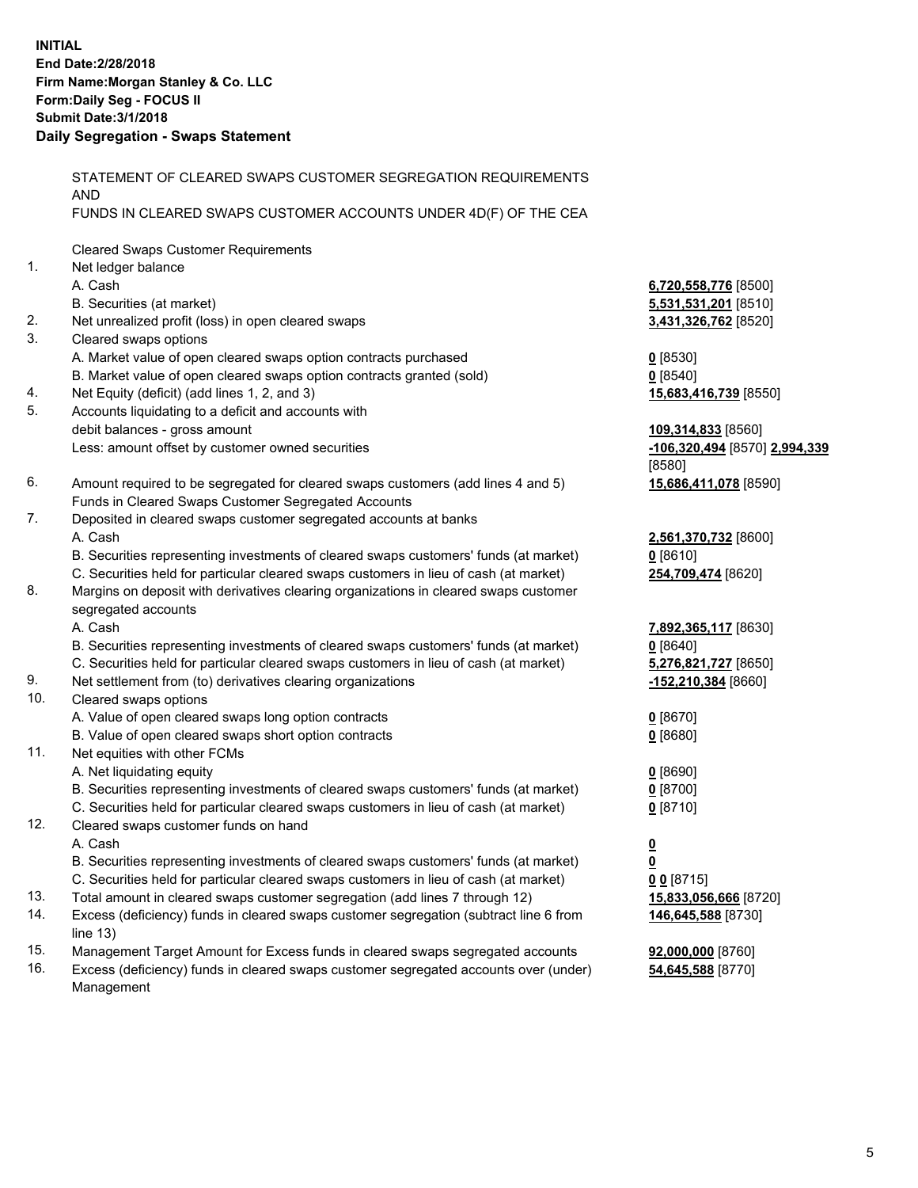**INITIAL**
**End Date:2/28/2018**
**Firm Name:Morgan Stanley & Co. LLC**
**Form:Daily Seg - FOCUS II**
**Submit Date:3/1/2018**
**Daily Segregation - Swaps Statement**

STATEMENT OF CLEARED SWAPS CUSTOMER SEGREGATION REQUIREMENTS AND FUNDS IN CLEARED SWAPS CUSTOMER ACCOUNTS UNDER 4D(F) OF THE CEA

| | | |
|---|---|---|
| | Cleared Swaps Customer Requirements | |
| 1. | Net ledger balance | |
| | A. Cash | **6,720,558,776** [8500] |
| | B. Securities (at market) | **5,531,531,201** [8510] |
| 2. | Net unrealized profit (loss) in open cleared swaps | **3,431,326,762** [8520] |
| 3. | Cleared swaps options | |
| | A. Market value of open cleared swaps option contracts purchased | **0** [8530] |
| | B. Market value of open cleared swaps option contracts granted (sold) | **0** [8540] |
| 4. | Net Equity (deficit) (add lines 1, 2, and 3) | **15,683,416,739** [8550] |
| 5. | Accounts liquidating to a deficit and accounts with debit balances - gross amount | **109,314,833** [8560] |
| | Less: amount offset by customer owned securities | **-106,320,494** [8570] **2,994,339** [8580] |
| 6. | Amount required to be segregated for cleared swaps customers (add lines 4 and 5) | **15,686,411,078** [8590] |
| | Funds in Cleared Swaps Customer Segregated Accounts | |
| 7. | Deposited in cleared swaps customer segregated accounts at banks | |
| | A. Cash | **2,561,370,732** [8600] |
| | B. Securities representing investments of cleared swaps customers' funds (at market) | **0** [8610] |
| | C. Securities held for particular cleared swaps customers in lieu of cash (at market) | **254,709,474** [8620] |
| 8. | Margins on deposit with derivatives clearing organizations in cleared swaps customer segregated accounts | |
| | A. Cash | **7,892,365,117** [8630] |
| | B. Securities representing investments of cleared swaps customers' funds (at market) | **0** [8640] |
| | C. Securities held for particular cleared swaps customers in lieu of cash (at market) | **5,276,821,727** [8650] |
| 9. | Net settlement from (to) derivatives clearing organizations | **-152,210,384** [8660] |
| 10. | Cleared swaps options | |
| | A. Value of open cleared swaps long option contracts | **0** [8670] |
| | B. Value of open cleared swaps short option contracts | **0** [8680] |
| 11. | Net equities with other FCMs | |
| | A. Net liquidating equity | **0** [8690] |
| | B. Securities representing investments of cleared swaps customers' funds (at market) | **0** [8700] |
| | C. Securities held for particular cleared swaps customers in lieu of cash (at market) | **0** [8710] |
| 12. | Cleared swaps customer funds on hand | |
| | A. Cash | **0** |
| | B. Securities representing investments of cleared swaps customers' funds (at market) | **0** |
| | C. Securities held for particular cleared swaps customers in lieu of cash (at market) | **0** **0** [8715] |
| 13. | Total amount in cleared swaps customer segregation (add lines 7 through 12) | **15,833,056,666** [8720] |
| 14. | Excess (deficiency) funds in cleared swaps customer segregation (subtract line 6 from line 13) | **146,645,588** [8730] |
| 15. | Management Target Amount for Excess funds in cleared swaps segregated accounts | **92,000,000** [8760] |
| 16. | Excess (deficiency) funds in cleared swaps customer segregated accounts over (under) Management | **54,645,588** [8770] |